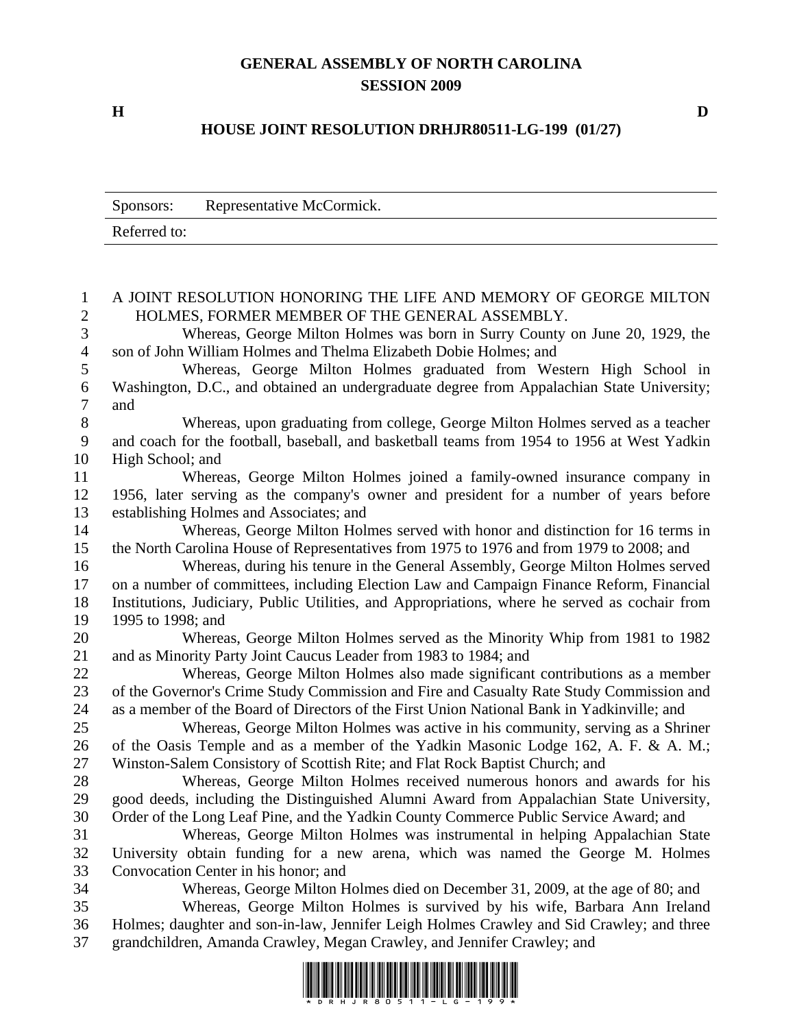# GENERAL ASSEMBLY OF NORTH CAROLINA
## SESSION 2009

**H** **D**

### HOUSE JOINT RESOLUTION DRHJR80511-LG-199 (01/27)

| Sponsors: | Representative McCormick. |
|---|---|
| Referred to: | |

A JOINT RESOLUTION HONORING THE LIFE AND MEMORY OF GEORGE MILTON HOLMES, FORMER MEMBER OF THE GENERAL ASSEMBLY.

Whereas, George Milton Holmes was born in Surry County on June 20, 1929, the son of John William Holmes and Thelma Elizabeth Dobie Holmes; and

Whereas, George Milton Holmes graduated from Western High School in Washington, D.C., and obtained an undergraduate degree from Appalachian State University; and

Whereas, upon graduating from college, George Milton Holmes served as a teacher and coach for the football, baseball, and basketball teams from 1954 to 1956 at West Yadkin High School; and

Whereas, George Milton Holmes joined a family-owned insurance company in 1956, later serving as the company's owner and president for a number of years before establishing Holmes and Associates; and

Whereas, George Milton Holmes served with honor and distinction for 16 terms in the North Carolina House of Representatives from 1975 to 1976 and from 1979 to 2008; and

Whereas, during his tenure in the General Assembly, George Milton Holmes served on a number of committees, including Election Law and Campaign Finance Reform, Financial Institutions, Judiciary, Public Utilities, and Appropriations, where he served as cochair from 1995 to 1998; and

Whereas, George Milton Holmes served as the Minority Whip from 1981 to 1982 and as Minority Party Joint Caucus Leader from 1983 to 1984; and

Whereas, George Milton Holmes also made significant contributions as a member of the Governor's Crime Study Commission and Fire and Casualty Rate Study Commission and as a member of the Board of Directors of the First Union National Bank in Yadkinville; and

Whereas, George Milton Holmes was active in his community, serving as a Shriner of the Oasis Temple and as a member of the Yadkin Masonic Lodge 162, A. F. & A. M.; Winston-Salem Consistory of Scottish Rite; and Flat Rock Baptist Church; and

Whereas, George Milton Holmes received numerous honors and awards for his good deeds, including the Distinguished Alumni Award from Appalachian State University, Order of the Long Leaf Pine, and the Yadkin County Commerce Public Service Award; and

Whereas, George Milton Holmes was instrumental in helping Appalachian State University obtain funding for a new arena, which was named the George M. Holmes Convocation Center in his honor; and

Whereas, George Milton Holmes died on December 31, 2009, at the age of 80; and

Whereas, George Milton Holmes is survived by his wife, Barbara Ann Ireland Holmes; daughter and son-in-law, Jennifer Leigh Holmes Crawley and Sid Crawley; and three grandchildren, Amanda Crawley, Megan Crawley, and Jennifer Crawley; and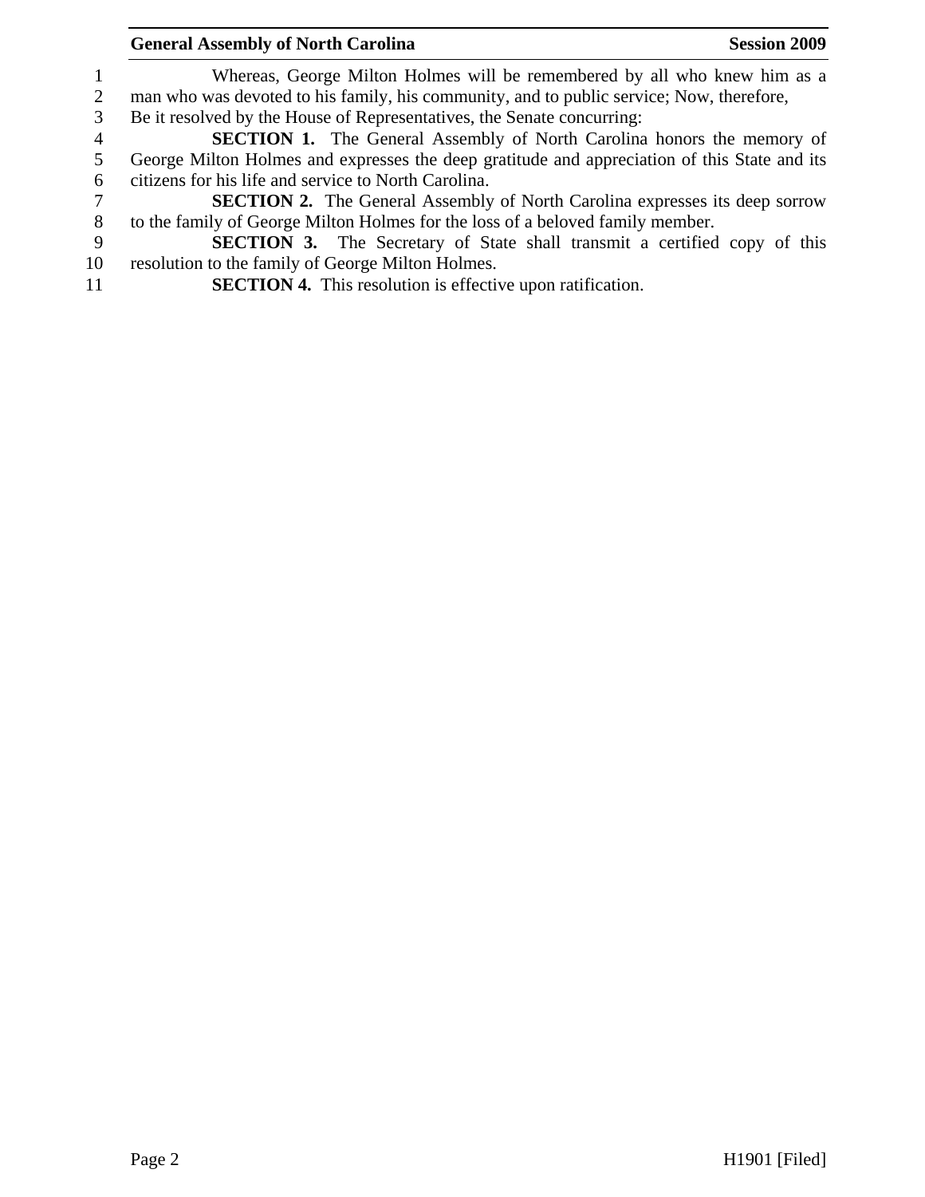Whereas, George Milton Holmes will be remembered by all who knew him as a man who was devoted to his family, his community, and to public service; Now, therefore,

Be it resolved by the House of Representatives, the Senate concurring:

**SECTION 1.** The General Assembly of North Carolina honors the memory of George Milton Holmes and expresses the deep gratitude and appreciation of this State and its citizens for his life and service to North Carolina.

**SECTION 2.** The General Assembly of North Carolina expresses its deep sorrow to the family of George Milton Holmes for the loss of a beloved family member.

**SECTION 3.** The Secretary of State shall transmit a certified copy of this resolution to the family of George Milton Holmes.

**SECTION 4.** This resolution is effective upon ratification.